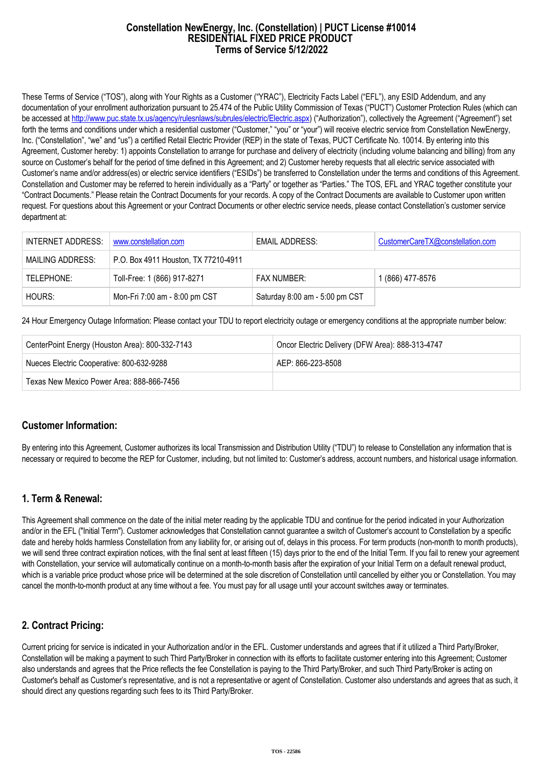# Constellation NewEnergy, Inc. (Constellation) | PUCT License #10014
## RESIDENTIAL FIXED PRICE PRODUCT
## Terms of Service 5/12/2022

These Terms of Service ("TOS"), along with Your Rights as a Customer ("YRAC"), Electricity Facts Label ("EFL"), any ESID Addendum, and any documentation of your enrollment authorization pursuant to 25.474 of the Public Utility Commission of Texas ("PUCT") Customer Protection Rules (which can be accessed at http://www.puc.state.tx.us/agency/rulesnlaws/subrules/electric/Electric.aspx) ("Authorization"), collectively the Agreement ("Agreement") set forth the terms and conditions under which a residential customer ("Customer," "you" or "your") will receive electric service from Constellation NewEnergy, Inc. ("Constellation", "we" and "us") a certified Retail Electric Provider (REP) in the state of Texas, PUCT Certificate No. 10014. By entering into this Agreement, Customer hereby: 1) appoints Constellation to arrange for purchase and delivery of electricity (including volume balancing and billing) from any source on Customer's behalf for the period of time defined in this Agreement; and 2) Customer hereby requests that all electric service associated with Customer's name and/or address(es) or electric service identifiers ("ESIDs") be transferred to Constellation under the terms and conditions of this Agreement. Constellation and Customer may be referred to herein individually as a "Party" or together as "Parties." The TOS, EFL and YRAC together constitute your "Contract Documents." Please retain the Contract Documents for your records. A copy of the Contract Documents are available to Customer upon written request. For questions about this Agreement or your Contract Documents or other electric service needs, please contact Constellation's customer service department at:

| INTERNET ADDRESS: | www.constellation.com | EMAIL ADDRESS: | CustomerCareTX@constellation.com |
|---|---|---|---|
| MAILING ADDRESS: | P.O. Box 4911 Houston, TX 77210-4911 | | |
| TELEPHONE: | Toll-Free: 1 (866) 917-8271 | FAX NUMBER: | 1 (866) 477-8576 |
| HOURS: | Mon-Fri 7:00 am - 8:00 pm CST | Saturday 8:00 am - 5:00 pm CST | |

24 Hour Emergency Outage Information: Please contact your TDU to report electricity outage or emergency conditions at the appropriate number below:

| CenterPoint Energy (Houston Area): 800-332-7143 | Oncor Electric Delivery (DFW Area): 888-313-4747 |
|---|---|
| Nueces Electric Cooperative: 800-632-9288 | AEP: 866-223-8508 |
| Texas New Mexico Power Area: 888-866-7456 | |

## Customer Information:

By entering into this Agreement, Customer authorizes its local Transmission and Distribution Utility ("TDU") to release to Constellation any information that is necessary or required to become the REP for Customer, including, but not limited to: Customer's address, account numbers, and historical usage information.

## 1. Term & Renewal:

This Agreement shall commence on the date of the initial meter reading by the applicable TDU and continue for the period indicated in your Authorization and/or in the EFL ("Initial Term"). Customer acknowledges that Constellation cannot guarantee a switch of Customer's account to Constellation by a specific date and hereby holds harmless Constellation from any liability for, or arising out of, delays in this process. For term products (non-month to month products), we will send three contract expiration notices, with the final sent at least fifteen (15) days prior to the end of the Initial Term. If you fail to renew your agreement with Constellation, your service will automatically continue on a month-to-month basis after the expiration of your Initial Term on a default renewal product, which is a variable price product whose price will be determined at the sole discretion of Constellation until cancelled by either you or Constellation. You may cancel the month-to-month product at any time without a fee. You must pay for all usage until your account switches away or terminates.

## 2. Contract Pricing:

Current pricing for service is indicated in your Authorization and/or in the EFL. Customer understands and agrees that if it utilized a Third Party/Broker, Constellation will be making a payment to such Third Party/Broker in connection with its efforts to facilitate customer entering into this Agreement; Customer also understands and agrees that the Price reflects the fee Constellation is paying to the Third Party/Broker, and such Third Party/Broker is acting on Customer's behalf as Customer's representative, and is not a representative or agent of Constellation. Customer also understands and agrees that as such, it should direct any questions regarding such fees to its Third Party/Broker.

TOS - 22586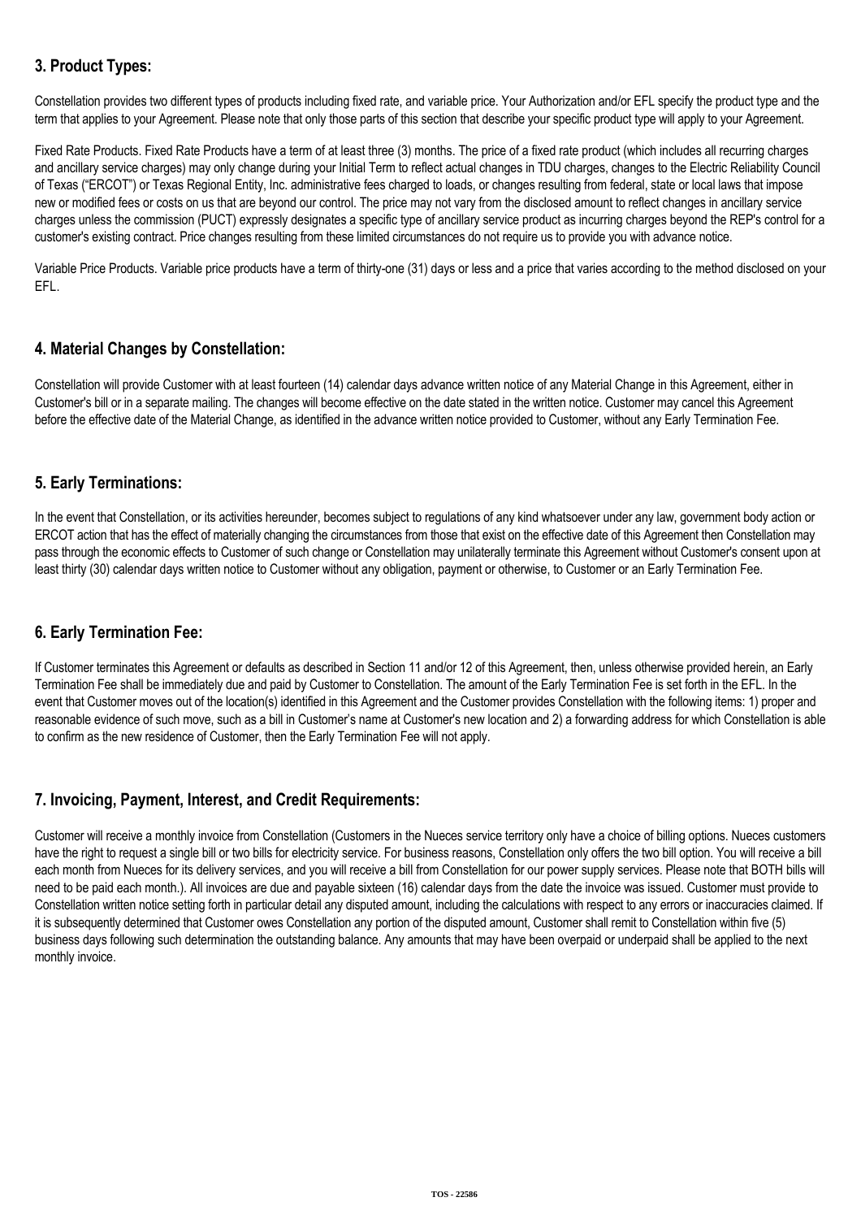## 3. Product Types:

Constellation provides two different types of products including fixed rate, and variable price. Your Authorization and/or EFL specify the product type and the term that applies to your Agreement. Please note that only those parts of this section that describe your specific product type will apply to your Agreement.

Fixed Rate Products. Fixed Rate Products have a term of at least three (3) months. The price of a fixed rate product (which includes all recurring charges and ancillary service charges) may only change during your Initial Term to reflect actual changes in TDU charges, changes to the Electric Reliability Council of Texas ("ERCOT") or Texas Regional Entity, Inc. administrative fees charged to loads, or changes resulting from federal, state or local laws that impose new or modified fees or costs on us that are beyond our control. The price may not vary from the disclosed amount to reflect changes in ancillary service charges unless the commission (PUCT) expressly designates a specific type of ancillary service product as incurring charges beyond the REP's control for a customer's existing contract. Price changes resulting from these limited circumstances do not require us to provide you with advance notice.

Variable Price Products. Variable price products have a term of thirty-one (31) days or less and a price that varies according to the method disclosed on your EFL.

## 4. Material Changes by Constellation:

Constellation will provide Customer with at least fourteen (14) calendar days advance written notice of any Material Change in this Agreement, either in Customer's bill or in a separate mailing. The changes will become effective on the date stated in the written notice. Customer may cancel this Agreement before the effective date of the Material Change, as identified in the advance written notice provided to Customer, without any Early Termination Fee.

## 5. Early Terminations:

In the event that Constellation, or its activities hereunder, becomes subject to regulations of any kind whatsoever under any law, government body action or ERCOT action that has the effect of materially changing the circumstances from those that exist on the effective date of this Agreement then Constellation may pass through the economic effects to Customer of such change or Constellation may unilaterally terminate this Agreement without Customer's consent upon at least thirty (30) calendar days written notice to Customer without any obligation, payment or otherwise, to Customer or an Early Termination Fee.

## 6. Early Termination Fee:

If Customer terminates this Agreement or defaults as described in Section 11 and/or 12 of this Agreement, then, unless otherwise provided herein, an Early Termination Fee shall be immediately due and paid by Customer to Constellation. The amount of the Early Termination Fee is set forth in the EFL. In the event that Customer moves out of the location(s) identified in this Agreement and the Customer provides Constellation with the following items: 1) proper and reasonable evidence of such move, such as a bill in Customer's name at Customer's new location and 2) a forwarding address for which Constellation is able to confirm as the new residence of Customer, then the Early Termination Fee will not apply.

## 7. Invoicing, Payment, Interest, and Credit Requirements:

Customer will receive a monthly invoice from Constellation (Customers in the Nueces service territory only have a choice of billing options. Nueces customers have the right to request a single bill or two bills for electricity service. For business reasons, Constellation only offers the two bill option. You will receive a bill each month from Nueces for its delivery services, and you will receive a bill from Constellation for our power supply services. Please note that BOTH bills will need to be paid each month.). All invoices are due and payable sixteen (16) calendar days from the date the invoice was issued. Customer must provide to Constellation written notice setting forth in particular detail any disputed amount, including the calculations with respect to any errors or inaccuracies claimed. If it is subsequently determined that Customer owes Constellation any portion of the disputed amount, Customer shall remit to Constellation within five (5) business days following such determination the outstanding balance. Any amounts that may have been overpaid or underpaid shall be applied to the next monthly invoice.

TOS - 22586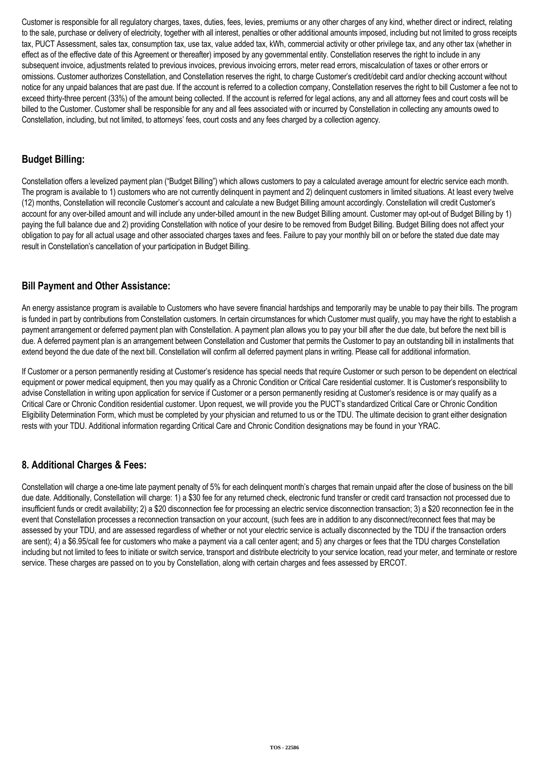Customer is responsible for all regulatory charges, taxes, duties, fees, levies, premiums or any other charges of any kind, whether direct or indirect, relating to the sale, purchase or delivery of electricity, together with all interest, penalties or other additional amounts imposed, including but not limited to gross receipts tax, PUCT Assessment, sales tax, consumption tax, use tax, value added tax, kWh, commercial activity or other privilege tax, and any other tax (whether in effect as of the effective date of this Agreement or thereafter) imposed by any governmental entity. Constellation reserves the right to include in any subsequent invoice, adjustments related to previous invoices, previous invoicing errors, meter read errors, miscalculation of taxes or other errors or omissions. Customer authorizes Constellation, and Constellation reserves the right, to charge Customer's credit/debit card and/or checking account without notice for any unpaid balances that are past due. If the account is referred to a collection company, Constellation reserves the right to bill Customer a fee not to exceed thirty-three percent (33%) of the amount being collected. If the account is referred for legal actions, any and all attorney fees and court costs will be billed to the Customer. Customer shall be responsible for any and all fees associated with or incurred by Constellation in collecting any amounts owed to Constellation, including, but not limited, to attorneys' fees, court costs and any fees charged by a collection agency.

## Budget Billing:

Constellation offers a levelized payment plan ("Budget Billing") which allows customers to pay a calculated average amount for electric service each month. The program is available to 1) customers who are not currently delinquent in payment and 2) delinquent customers in limited situations. At least every twelve (12) months, Constellation will reconcile Customer's account and calculate a new Budget Billing amount accordingly. Constellation will credit Customer's account for any over-billed amount and will include any under-billed amount in the new Budget Billing amount. Customer may opt-out of Budget Billing by 1) paying the full balance due and 2) providing Constellation with notice of your desire to be removed from Budget Billing. Budget Billing does not affect your obligation to pay for all actual usage and other associated charges taxes and fees. Failure to pay your monthly bill on or before the stated due date may result in Constellation's cancellation of your participation in Budget Billing.

## Bill Payment and Other Assistance:

An energy assistance program is available to Customers who have severe financial hardships and temporarily may be unable to pay their bills. The program is funded in part by contributions from Constellation customers. In certain circumstances for which Customer must qualify, you may have the right to establish a payment arrangement or deferred payment plan with Constellation. A payment plan allows you to pay your bill after the due date, but before the next bill is due. A deferred payment plan is an arrangement between Constellation and Customer that permits the Customer to pay an outstanding bill in installments that extend beyond the due date of the next bill. Constellation will confirm all deferred payment plans in writing. Please call for additional information.

If Customer or a person permanently residing at Customer's residence has special needs that require Customer or such person to be dependent on electrical equipment or power medical equipment, then you may qualify as a Chronic Condition or Critical Care residential customer. It is Customer's responsibility to advise Constellation in writing upon application for service if Customer or a person permanently residing at Customer's residence is or may qualify as a Critical Care or Chronic Condition residential customer. Upon request, we will provide you the PUCT's standardized Critical Care or Chronic Condition Eligibility Determination Form, which must be completed by your physician and returned to us or the TDU. The ultimate decision to grant either designation rests with your TDU. Additional information regarding Critical Care and Chronic Condition designations may be found in your YRAC.

## 8. Additional Charges & Fees:

Constellation will charge a one-time late payment penalty of 5% for each delinquent month's charges that remain unpaid after the close of business on the bill due date. Additionally, Constellation will charge: 1) a $30 fee for any returned check, electronic fund transfer or credit card transaction not processed due to insufficient funds or credit availability; 2) a $20 disconnection fee for processing an electric service disconnection transaction; 3) a $20 reconnection fee in the event that Constellation processes a reconnection transaction on your account, (such fees are in addition to any disconnect/reconnect fees that may be assessed by your TDU, and are assessed regardless of whether or not your electric service is actually disconnected by the TDU if the transaction orders are sent); 4) a $6.95/call fee for customers who make a payment via a call center agent; and 5) any charges or fees that the TDU charges Constellation including but not limited to fees to initiate or switch service, transport and distribute electricity to your service location, read your meter, and terminate or restore service. These charges are passed on to you by Constellation, along with certain charges and fees assessed by ERCOT.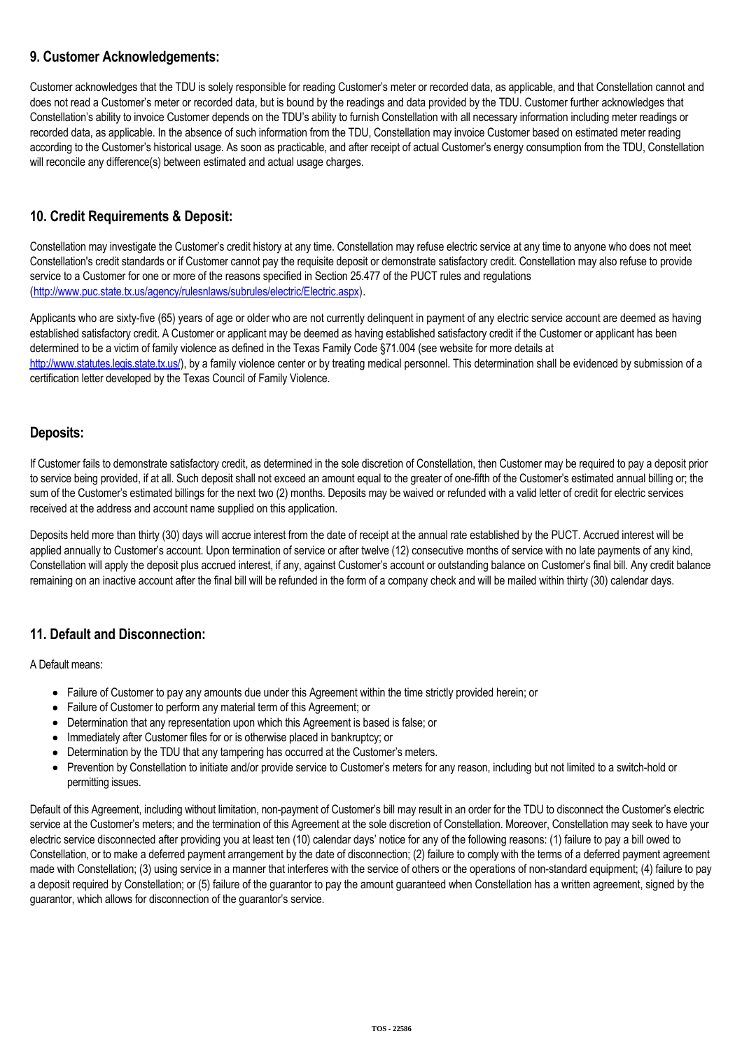## 9. Customer Acknowledgements:

Customer acknowledges that the TDU is solely responsible for reading Customer's meter or recorded data, as applicable, and that Constellation cannot and does not read a Customer's meter or recorded data, but is bound by the readings and data provided by the TDU. Customer further acknowledges that Constellation's ability to invoice Customer depends on the TDU's ability to furnish Constellation with all necessary information including meter readings or recorded data, as applicable. In the absence of such information from the TDU, Constellation may invoice Customer based on estimated meter reading according to the Customer's historical usage. As soon as practicable, and after receipt of actual Customer's energy consumption from the TDU, Constellation will reconcile any difference(s) between estimated and actual usage charges.

## 10. Credit Requirements & Deposit:

Constellation may investigate the Customer's credit history at any time. Constellation may refuse electric service at any time to anyone who does not meet Constellation's credit standards or if Customer cannot pay the requisite deposit or demonstrate satisfactory credit. Constellation may also refuse to provide service to a Customer for one or more of the reasons specified in Section 25.477 of the PUCT rules and regulations (http://www.puc.state.tx.us/agency/rulesnlaws/subrules/electric/Electric.aspx).

Applicants who are sixty-five (65) years of age or older who are not currently delinquent in payment of any electric service account are deemed as having established satisfactory credit. A Customer or applicant may be deemed as having established satisfactory credit if the Customer or applicant has been determined to be a victim of family violence as defined in the Texas Family Code §71.004 (see website for more details at http://www.statutes.legis.state.tx.us/), by a family violence center or by treating medical personnel. This determination shall be evidenced by submission of a certification letter developed by the Texas Council of Family Violence.

## Deposits:

If Customer fails to demonstrate satisfactory credit, as determined in the sole discretion of Constellation, then Customer may be required to pay a deposit prior to service being provided, if at all. Such deposit shall not exceed an amount equal to the greater of one-fifth of the Customer's estimated annual billing or; the sum of the Customer's estimated billings for the next two (2) months. Deposits may be waived or refunded with a valid letter of credit for electric services received at the address and account name supplied on this application.

Deposits held more than thirty (30) days will accrue interest from the date of receipt at the annual rate established by the PUCT. Accrued interest will be applied annually to Customer's account. Upon termination of service or after twelve (12) consecutive months of service with no late payments of any kind, Constellation will apply the deposit plus accrued interest, if any, against Customer's account or outstanding balance on Customer's final bill. Any credit balance remaining on an inactive account after the final bill will be refunded in the form of a company check and will be mailed within thirty (30) calendar days.

## 11. Default and Disconnection:

A Default means:

- Failure of Customer to pay any amounts due under this Agreement within the time strictly provided herein; or
- Failure of Customer to perform any material term of this Agreement; or
- Determination that any representation upon which this Agreement is based is false; or
- Immediately after Customer files for or is otherwise placed in bankruptcy; or
- Determination by the TDU that any tampering has occurred at the Customer's meters.
- Prevention by Constellation to initiate and/or provide service to Customer's meters for any reason, including but not limited to a switch-hold or permitting issues.

Default of this Agreement, including without limitation, non-payment of Customer's bill may result in an order for the TDU to disconnect the Customer's electric service at the Customer's meters; and the termination of this Agreement at the sole discretion of Constellation. Moreover, Constellation may seek to have your electric service disconnected after providing you at least ten (10) calendar days' notice for any of the following reasons: (1) failure to pay a bill owed to Constellation, or to make a deferred payment arrangement by the date of disconnection; (2) failure to comply with the terms of a deferred payment agreement made with Constellation; (3) using service in a manner that interferes with the service of others or the operations of non-standard equipment; (4) failure to pay a deposit required by Constellation; or (5) failure of the guarantor to pay the amount guaranteed when Constellation has a written agreement, signed by the guarantor, which allows for disconnection of the guarantor's service.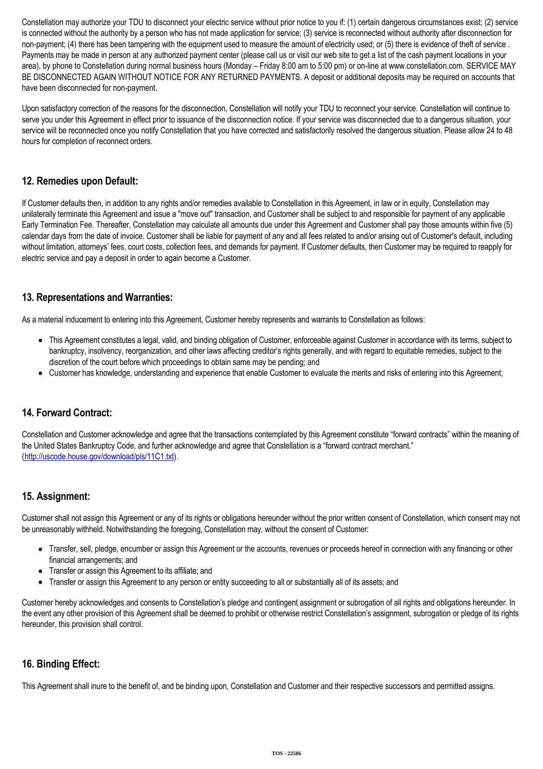Constellation may authorize your TDU to disconnect your electric service without prior notice to you if: (1) certain dangerous circumstances exist; (2) service is connected without the authority by a person who has not made application for service; (3) service is reconnected without authority after disconnection for non-payment; (4) there has been tampering with the equipment used to measure the amount of electricity used; or (5) there is evidence of theft of service . Payments may be made in person at any authorized payment center (please call us or visit our web site to get a list of the cash payment locations in your area), by phone to Constellation during normal business hours (Monday – Friday 8:00 am to 5:00 pm) or on-line at www.constellation.com. SERVICE MAY BE DISCONNECTED AGAIN WITHOUT NOTICE FOR ANY RETURNED PAYMENTS. A deposit or additional deposits may be required on accounts that have been disconnected for non-payment.

Upon satisfactory correction of the reasons for the disconnection, Constellation will notify your TDU to reconnect your service. Constellation will continue to serve you under this Agreement in effect prior to issuance of the disconnection notice. If your service was disconnected due to a dangerous situation, your service will be reconnected once you notify Constellation that you have corrected and satisfactorily resolved the dangerous situation. Please allow 24 to 48 hours for completion of reconnect orders.

## 12. Remedies upon Default:

If Customer defaults then, in addition to any rights and/or remedies available to Constellation in this Agreement, in law or in equity, Constellation may unilaterally terminate this Agreement and issue a "move out" transaction, and Customer shall be subject to and responsible for payment of any applicable Early Termination Fee. Thereafter, Constellation may calculate all amounts due under this Agreement and Customer shall pay those amounts within five (5) calendar days from the date of invoice. Customer shall be liable for payment of any and all fees related to and/or arising out of Customer's default, including without limitation, attorneys' fees, court costs, collection fees, and demands for payment. If Customer defaults, then Customer may be required to reapply for electric service and pay a deposit in order to again become a Customer.

## 13. Representations and Warranties:

As a material inducement to entering into this Agreement, Customer hereby represents and warrants to Constellation as follows:

- This Agreement constitutes a legal, valid, and binding obligation of Customer, enforceable against Customer in accordance with its terms, subject to bankruptcy, insolvency, reorganization, and other laws affecting creditor's rights generally, and with regard to equitable remedies, subject to the discretion of the court before which proceedings to obtain same may be pending; and
- Customer has knowledge, understanding and experience that enable Customer to evaluate the merits and risks of entering into this Agreement;

## 14. Forward Contract:

Constellation and Customer acknowledge and agree that the transactions contemplated by this Agreement constitute "forward contracts" within the meaning of the United States Bankruptcy Code, and further acknowledge and agree that Constellation is a "forward contract merchant." (http://uscode.house.gov/download/pls/11C1.txt).

## 15. Assignment:

Customer shall not assign this Agreement or any of its rights or obligations hereunder without the prior written consent of Constellation, which consent may not be unreasonably withheld. Notwithstanding the foregoing, Constellation may, without the consent of Customer:

- Transfer, sell, pledge, encumber or assign this Agreement or the accounts, revenues or proceeds hereof in connection with any financing or other financial arrangements; and
- Transfer or assign this Agreement to its affiliate; and
- Transfer or assign this Agreement to any person or entity succeeding to all or substantially all of its assets; and

Customer hereby acknowledges and consents to Constellation's pledge and contingent assignment or subrogation of all rights and obligations hereunder. In the event any other provision of this Agreement shall be deemed to prohibit or otherwise restrict Constellation's assignment, subrogation or pledge of its rights hereunder, this provision shall control.

## 16. Binding Effect:

This Agreement shall inure to the benefit of, and be binding upon, Constellation and Customer and their respective successors and permitted assigns.

TOS - 22586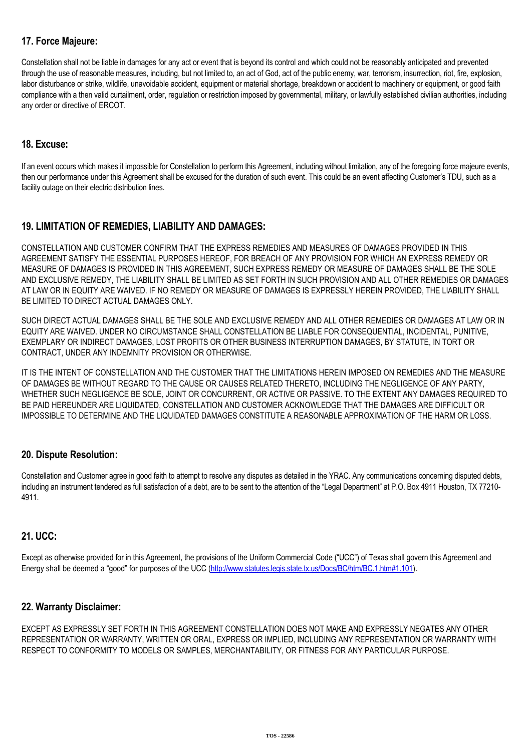## 17. Force Majeure:

Constellation shall not be liable in damages for any act or event that is beyond its control and which could not be reasonably anticipated and prevented through the use of reasonable measures, including, but not limited to, an act of God, act of the public enemy, war, terrorism, insurrection, riot, fire, explosion, labor disturbance or strike, wildlife, unavoidable accident, equipment or material shortage, breakdown or accident to machinery or equipment, or good faith compliance with a then valid curtailment, order, regulation or restriction imposed by governmental, military, or lawfully established civilian authorities, including any order or directive of ERCOT.

## 18. Excuse:

If an event occurs which makes it impossible for Constellation to perform this Agreement, including without limitation, any of the foregoing force majeure events, then our performance under this Agreement shall be excused for the duration of such event. This could be an event affecting Customer's TDU, such as a facility outage on their electric distribution lines.

## 19. LIMITATION OF REMEDIES, LIABILITY AND DAMAGES:

CONSTELLATION AND CUSTOMER CONFIRM THAT THE EXPRESS REMEDIES AND MEASURES OF DAMAGES PROVIDED IN THIS AGREEMENT SATISFY THE ESSENTIAL PURPOSES HEREOF, FOR BREACH OF ANY PROVISION FOR WHICH AN EXPRESS REMEDY OR MEASURE OF DAMAGES IS PROVIDED IN THIS AGREEMENT, SUCH EXPRESS REMEDY OR MEASURE OF DAMAGES SHALL BE THE SOLE AND EXCLUSIVE REMEDY, THE LIABILITY SHALL BE LIMITED AS SET FORTH IN SUCH PROVISION AND ALL OTHER REMEDIES OR DAMAGES AT LAW OR IN EQUITY ARE WAIVED. IF NO REMEDY OR MEASURE OF DAMAGES IS EXPRESSLY HEREIN PROVIDED, THE LIABILITY SHALL BE LIMITED TO DIRECT ACTUAL DAMAGES ONLY.

SUCH DIRECT ACTUAL DAMAGES SHALL BE THE SOLE AND EXCLUSIVE REMEDY AND ALL OTHER REMEDIES OR DAMAGES AT LAW OR IN EQUITY ARE WAIVED. UNDER NO CIRCUMSTANCE SHALL CONSTELLATION BE LIABLE FOR CONSEQUENTIAL, INCIDENTAL, PUNITIVE, EXEMPLARY OR INDIRECT DAMAGES, LOST PROFITS OR OTHER BUSINESS INTERRUPTION DAMAGES, BY STATUTE, IN TORT OR CONTRACT, UNDER ANY INDEMNITY PROVISION OR OTHERWISE.

IT IS THE INTENT OF CONSTELLATION AND THE CUSTOMER THAT THE LIMITATIONS HEREIN IMPOSED ON REMEDIES AND THE MEASURE OF DAMAGES BE WITHOUT REGARD TO THE CAUSE OR CAUSES RELATED THERETO, INCLUDING THE NEGLIGENCE OF ANY PARTY, WHETHER SUCH NEGLIGENCE BE SOLE, JOINT OR CONCURRENT, OR ACTIVE OR PASSIVE. TO THE EXTENT ANY DAMAGES REQUIRED TO BE PAID HEREUNDER ARE LIQUIDATED, CONSTELLATION AND CUSTOMER ACKNOWLEDGE THAT THE DAMAGES ARE DIFFICULT OR IMPOSSIBLE TO DETERMINE AND THE LIQUIDATED DAMAGES CONSTITUTE A REASONABLE APPROXIMATION OF THE HARM OR LOSS.

## 20. Dispute Resolution:

Constellation and Customer agree in good faith to attempt to resolve any disputes as detailed in the YRAC. Any communications concerning disputed debts, including an instrument tendered as full satisfaction of a debt, are to be sent to the attention of the "Legal Department" at P.O. Box 4911 Houston, TX 77210-4911.

## 21. UCC:

Except as otherwise provided for in this Agreement, the provisions of the Uniform Commercial Code ("UCC") of Texas shall govern this Agreement and Energy shall be deemed a "good" for purposes of the UCC (http://www.statutes.legis.state.tx.us/Docs/BC/htm/BC.1.htm#1.101).

## 22. Warranty Disclaimer:

EXCEPT AS EXPRESSLY SET FORTH IN THIS AGREEMENT CONSTELLATION DOES NOT MAKE AND EXPRESSLY NEGATES ANY OTHER REPRESENTATION OR WARRANTY, WRITTEN OR ORAL, EXPRESS OR IMPLIED, INCLUDING ANY REPRESENTATION OR WARRANTY WITH RESPECT TO CONFORMITY TO MODELS OR SAMPLES, MERCHANTABILITY, OR FITNESS FOR ANY PARTICULAR PURPOSE.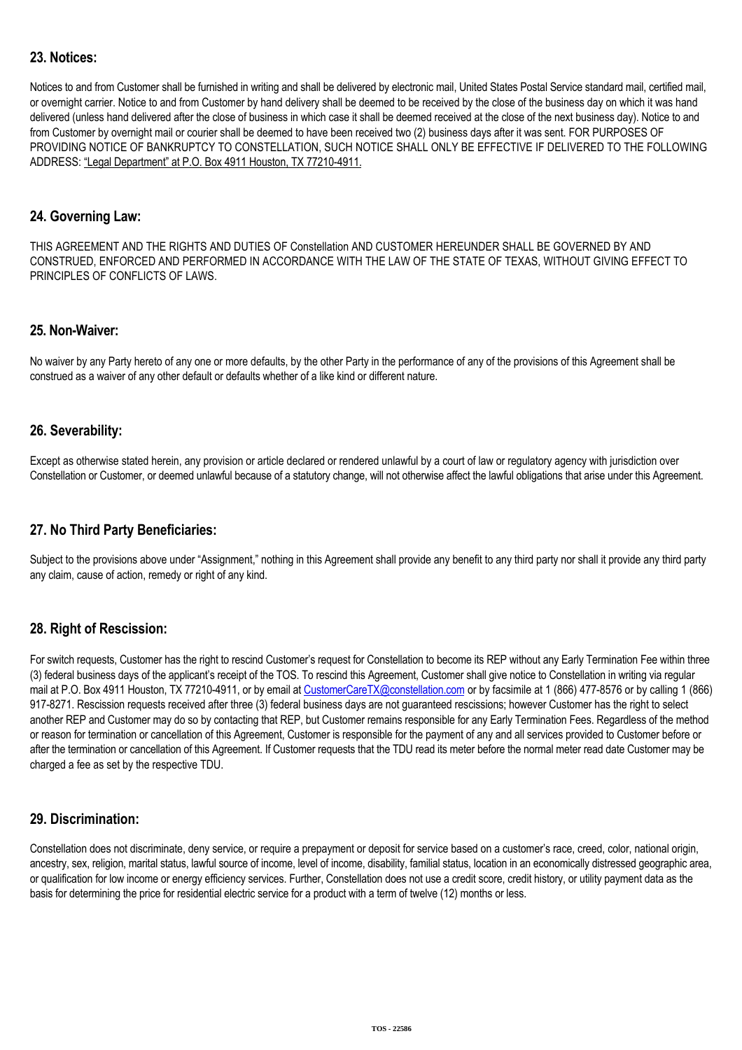## 23. Notices:

Notices to and from Customer shall be furnished in writing and shall be delivered by electronic mail, United States Postal Service standard mail, certified mail, or overnight carrier. Notice to and from Customer by hand delivery shall be deemed to be received by the close of the business day on which it was hand delivered (unless hand delivered after the close of business in which case it shall be deemed received at the close of the next business day). Notice to and from Customer by overnight mail or courier shall be deemed to have been received two (2) business days after it was sent. FOR PURPOSES OF PROVIDING NOTICE OF BANKRUPTCY TO CONSTELLATION, SUCH NOTICE SHALL ONLY BE EFFECTIVE IF DELIVERED TO THE FOLLOWING ADDRESS: "Legal Department" at P.O. Box 4911 Houston, TX 77210-4911.

## 24. Governing Law:

THIS AGREEMENT AND THE RIGHTS AND DUTIES OF Constellation AND CUSTOMER HEREUNDER SHALL BE GOVERNED BY AND CONSTRUED, ENFORCED AND PERFORMED IN ACCORDANCE WITH THE LAW OF THE STATE OF TEXAS, WITHOUT GIVING EFFECT TO PRINCIPLES OF CONFLICTS OF LAWS.

## 25. Non-Waiver:

No waiver by any Party hereto of any one or more defaults, by the other Party in the performance of any of the provisions of this Agreement shall be construed as a waiver of any other default or defaults whether of a like kind or different nature.

## 26. Severability:

Except as otherwise stated herein, any provision or article declared or rendered unlawful by a court of law or regulatory agency with jurisdiction over Constellation or Customer, or deemed unlawful because of a statutory change, will not otherwise affect the lawful obligations that arise under this Agreement.

## 27. No Third Party Beneficiaries:

Subject to the provisions above under "Assignment," nothing in this Agreement shall provide any benefit to any third party nor shall it provide any third party any claim, cause of action, remedy or right of any kind.

## 28. Right of Rescission:

For switch requests, Customer has the right to rescind Customer's request for Constellation to become its REP without any Early Termination Fee within three (3) federal business days of the applicant's receipt of the TOS. To rescind this Agreement, Customer shall give notice to Constellation in writing via regular mail at P.O. Box 4911 Houston, TX 77210-4911, or by email at CustomerCareTX@constellation.com or by facsimile at 1 (866) 477-8576 or by calling 1 (866) 917-8271. Rescission requests received after three (3) federal business days are not guaranteed rescissions; however Customer has the right to select another REP and Customer may do so by contacting that REP, but Customer remains responsible for any Early Termination Fees. Regardless of the method or reason for termination or cancellation of this Agreement, Customer is responsible for the payment of any and all services provided to Customer before or after the termination or cancellation of this Agreement. If Customer requests that the TDU read its meter before the normal meter read date Customer may be charged a fee as set by the respective TDU.

## 29. Discrimination:

Constellation does not discriminate, deny service, or require a prepayment or deposit for service based on a customer's race, creed, color, national origin, ancestry, sex, religion, marital status, lawful source of income, level of income, disability, familial status, location in an economically distressed geographic area, or qualification for low income or energy efficiency services. Further, Constellation does not use a credit score, credit history, or utility payment data as the basis for determining the price for residential electric service for a product with a term of twelve (12) months or less.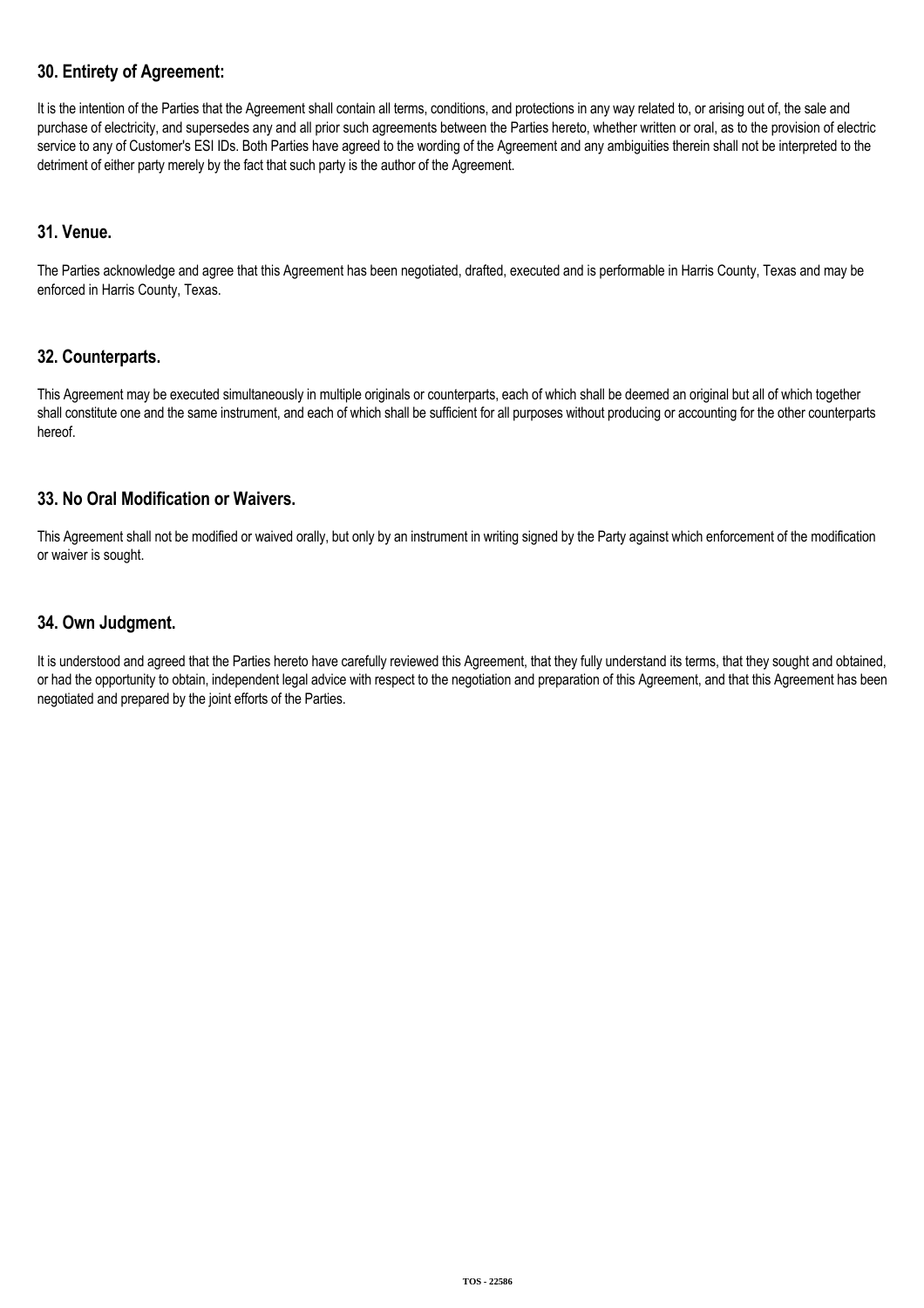## 30. Entirety of Agreement:

It is the intention of the Parties that the Agreement shall contain all terms, conditions, and protections in any way related to, or arising out of, the sale and purchase of electricity, and supersedes any and all prior such agreements between the Parties hereto, whether written or oral, as to the provision of electric service to any of Customer's ESI IDs. Both Parties have agreed to the wording of the Agreement and any ambiguities therein shall not be interpreted to the detriment of either party merely by the fact that such party is the author of the Agreement.

## 31. Venue.

The Parties acknowledge and agree that this Agreement has been negotiated, drafted, executed and is performable in Harris County, Texas and may be enforced in Harris County, Texas.

## 32. Counterparts.

This Agreement may be executed simultaneously in multiple originals or counterparts, each of which shall be deemed an original but all of which together shall constitute one and the same instrument, and each of which shall be sufficient for all purposes without producing or accounting for the other counterparts hereof.

## 33. No Oral Modification or Waivers.

This Agreement shall not be modified or waived orally, but only by an instrument in writing signed by the Party against which enforcement of the modification or waiver is sought.

## 34. Own Judgment.

It is understood and agreed that the Parties hereto have carefully reviewed this Agreement, that they fully understand its terms, that they sought and obtained, or had the opportunity to obtain, independent legal advice with respect to the negotiation and preparation of this Agreement, and that this Agreement has been negotiated and prepared by the joint efforts of the Parties.

TOS - 22586